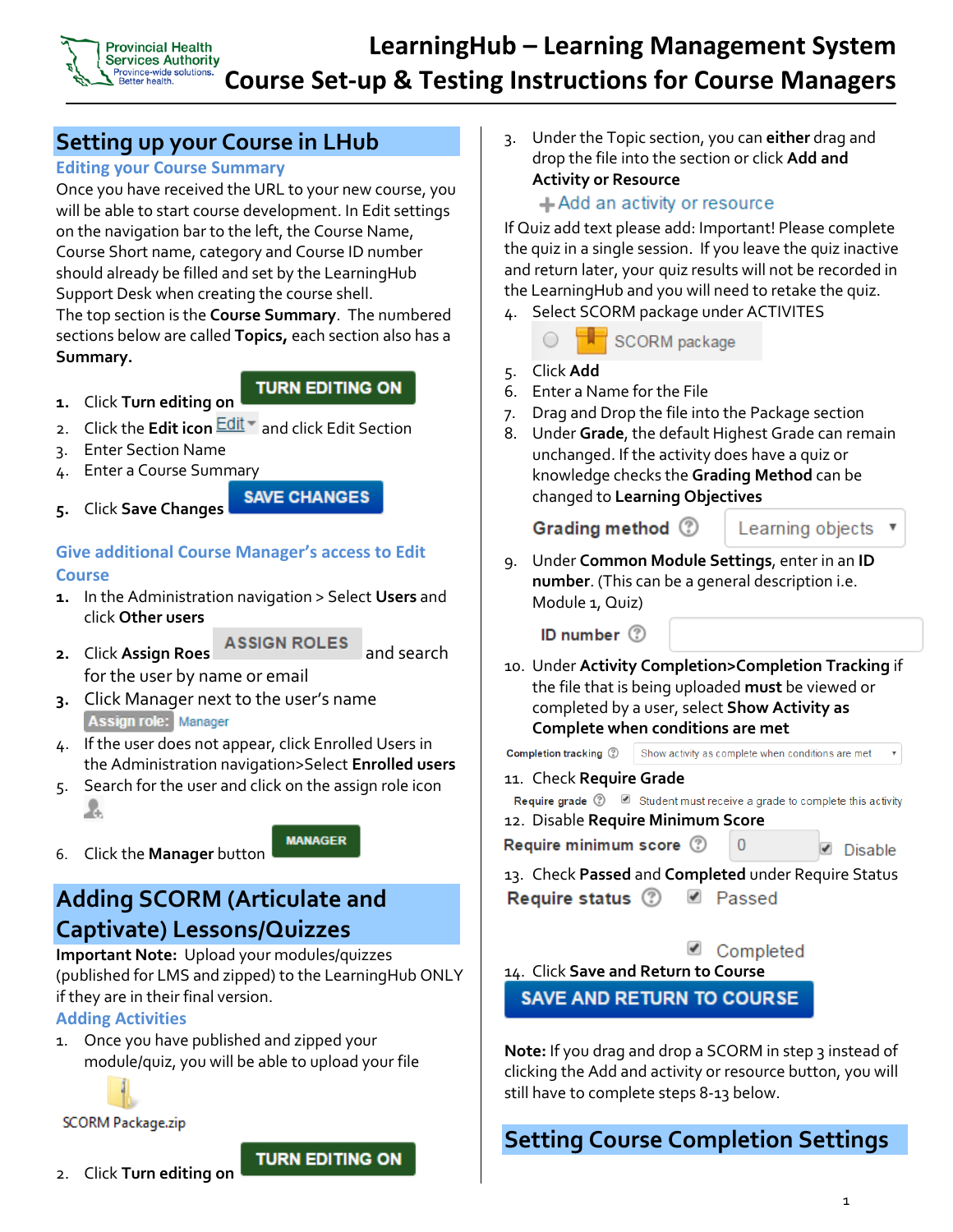# LearningHub – Learning Management System
# Course Set-up & Testing Instructions for Course Managers

## Setting up your Course in LHub

### Editing your Course Summary

Once you have received the URL to your new course, you will be able to start course development. In Edit settings on the navigation bar to the left, the Course Name, Course Short name, category and Course ID number should already be filled and set by the LearningHub Support Desk when creating the course shell.

The top section is the **Course Summary**. The numbered sections below are called **Topics,** each section also has a **Summary.**

1. Click **Turn editing on** TURN EDITING ON
2. Click the **Edit icon** Edit and click Edit Section
3. Enter Section Name
4. Enter a Course Summary
5. Click **Save Changes** SAVE CHANGES

### Give additional Course Manager's access to Edit Course

1. In the Administration navigation > Select **Users** and click **Other users**
2. Click **Assign Roes** ASSIGN ROLES and search for the user by name or email
3. Click Manager next to the user's name
   Assign role: Manager
4. If the user does not appear, click Enrolled Users in the Administration navigation>Select **Enrolled users**
5. Search for the user and click on the assign role icon
6. Click the **Manager** button MANAGER

## Adding SCORM (Articulate and Captivate) Lessons/Quizzes

**Important Note:** Upload your modules/quizzes (published for LMS and zipped) to the LearningHub ONLY if they are in their final version.

### Adding Activities

1. Once you have published and zipped your module/quiz, you will be able to upload your file
   SCORM Package.zip
2. Click **Turn editing on** TURN EDITING ON
3. Under the Topic section, you can **either** drag and drop the file into the section or click **Add and Activity or Resource**
   + Add an activity or resource

If Quiz add text please add: Important! Please complete the quiz in a single session. If you leave the quiz inactive and return later, your quiz results will not be recorded in the LearningHub and you will need to retake the quiz.

4. Select SCORM package under ACTIVITES
   SCORM package
5. Click **Add**
6. Enter a Name for the File
7. Drag and Drop the file into the Package section
8. Under **Grade**, the default Highest Grade can remain unchanged. If the activity does have a quiz or knowledge checks the **Grading Method** can be changed to **Learning Objectives**
   **Grading method** Learning objects
9. Under **Common Module Settings**, enter in an **ID number**. (This can be a general description i.e. Module 1, Quiz)
   **ID number**
10. Under **Activity Completion>Completion Tracking** if the file that is being uploaded **must** be viewed or completed by a user, select **Show Activity as Complete when conditions are met**
    Completion tracking: Show activity as complete when conditions are met
11. Check **Require Grade**
    Require grade: Student must receive a grade to complete this activity
12. Disable **Require Minimum Score**
    Require minimum score 0 Disable
13. Check **Passed** and **Completed** under Require Status
    Require status: Passed, Completed
14. Click **Save and Return to Course**
    SAVE AND RETURN TO COURSE

**Note:** If you drag and drop a SCORM in step 3 instead of clicking the Add and activity or resource button, you will still have to complete steps 8-13 below.

## Setting Course Completion Settings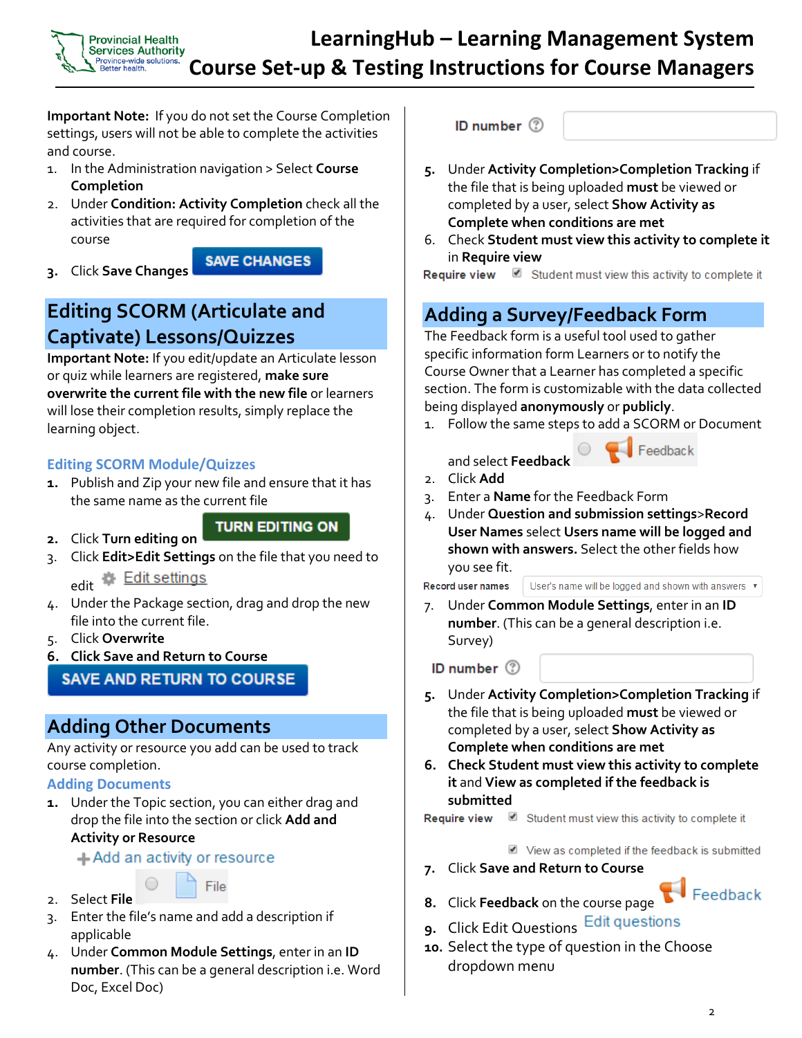**Important Note:** If you do not set the Course Completion settings, users will not be able to complete the activities and course.

1. In the Administration navigation > Select **Course Completion**
2. Under **Condition: Activity Completion** check all the activities that are required for completion of the course
3. Click **Save Changes** SAVE CHANGES

## Editing SCORM (Articulate and Captivate) Lessons/Quizzes

**Important Note:** If you edit/update an Articulate lesson or quiz while learners are registered, **make sure overwrite the current file with the new file** or learners will lose their completion results, simply replace the learning object.

### Editing SCORM Module/Quizzes

1. Publish and Zip your new file and ensure that it has the same name as the current file
2. Click **Turn editing on** TURN EDITING ON
3. Click **Edit>Edit Settings** on the file that you need to edit Edit settings
4. Under the Package section, drag and drop the new file into the current file.
5. Click **Overwrite**
6. **Click Save and Return to Course**

SAVE AND RETURN TO COURSE

## Adding Other Documents

Any activity or resource you add can be used to track course completion.

### Adding Documents

1. Under the Topic section, you can either drag and drop the file into the section or click **Add and Activity or Resource**

   + Add an activity or resource

2. Select **File** File
3. Enter the file's name and add a description if applicable
4. Under **Common Module Settings**, enter in an **ID number**. (This can be a general description i.e. Word Doc, Excel Doc)

   ID number

5. Under **Activity Completion>Completion Tracking** if the file that is being uploaded **must** be viewed or completed by a user, select **Show Activity as Complete when conditions are met**
6. Check **Student must view this activity to complete it** in **Require view**

   Require view ☑ Student must view this activity to complete it

## Adding a Survey/Feedback Form

The Feedback form is a useful tool used to gather specific information form Learners or to notify the Course Owner that a Learner has completed a specific section. The form is customizable with the data collected being displayed **anonymously** or **publicly**.

1. Follow the same steps to add a SCORM or Document and select **Feedback** Feedback
2. Click **Add**
3. Enter a **Name** for the Feedback Form
4. Under **Question and submission settings>Record User Names** select **Users name will be logged and shown with answers.** Select the other fields how you see fit.

   Record user names: User's name will be logged and shown with answers

7. Under **Common Module Settings**, enter in an **ID number**. (This can be a general description i.e. Survey)

   ID number

5. Under **Activity Completion>Completion Tracking** if the file that is being uploaded **must** be viewed or completed by a user, select **Show Activity as Complete when conditions are met**
6. **Check Student must view this activity to complete it** and **View as completed if the feedback is submitted**

   Require view ☑ Student must view this activity to complete it

   ☑ View as completed if the feedback is submitted

7. Click **Save and Return to Course**
8. Click **Feedback** on the course page Feedback
9. Click Edit Questions Edit questions
10. Select the type of question in the Choose dropdown menu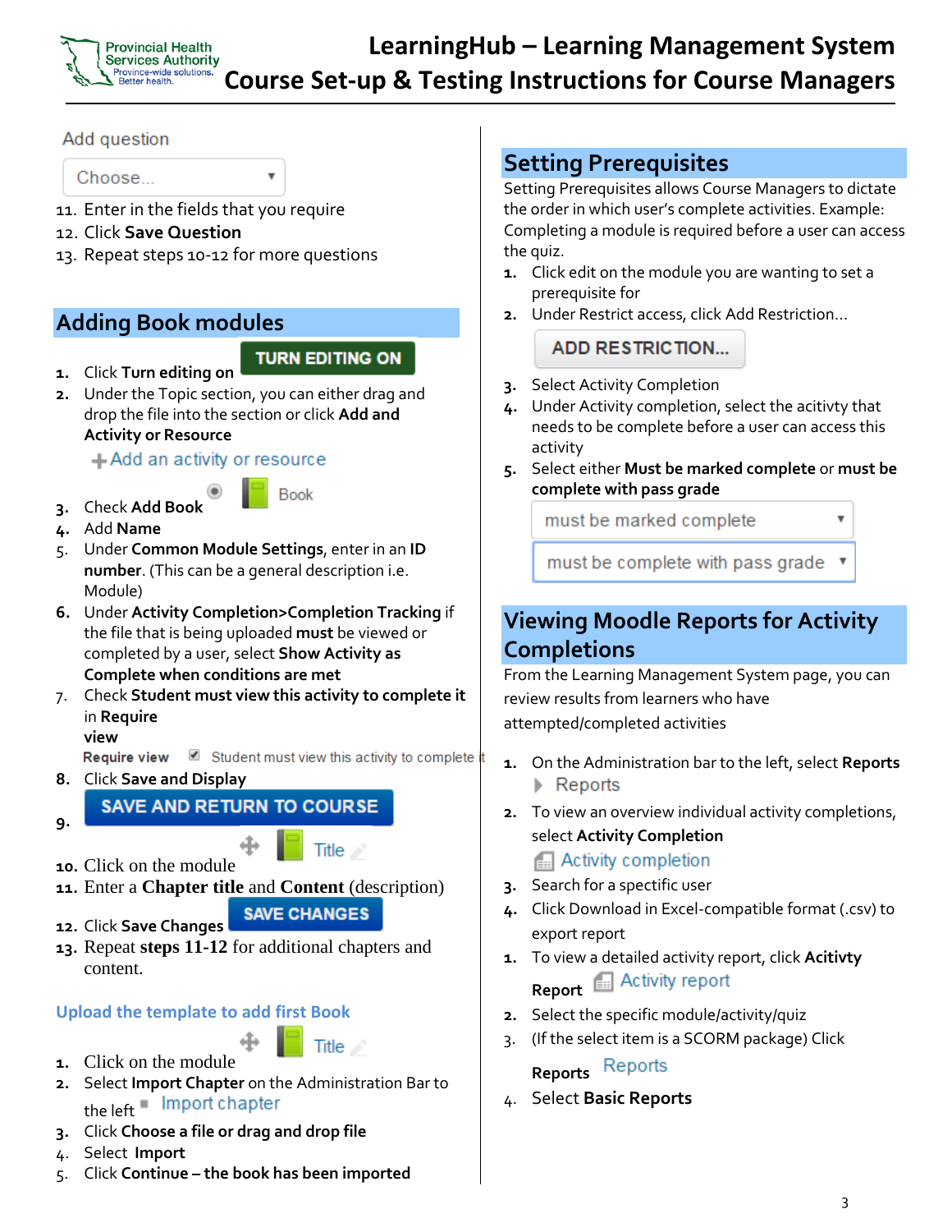Add question

Choose...

11. Enter in the fields that you require
12. Click **Save Question**
13. Repeat steps 10-12 for more questions

## Adding Book modules

1. Click **Turn editing on** TURN EDITING ON
2. Under the Topic section, you can either drag and drop the file into the section or click **Add and Activity or Resource**

   Add an activity or resource

3. Check **Add Book** Book
4. Add **Name**
5. Under **Common Module Settings**, enter in an **ID number**. (This can be a general description i.e. Module)
6. Under **Activity Completion>Completion Tracking** if the file that is being uploaded **must** be viewed or completed by a user, select **Show Activity as Complete when conditions are met**
7. Check **Student must view this activity to complete it** in **Require view**

   **Require view** Student must view this activity to complete it

8. Click **Save and Display**
9. SAVE AND RETURN TO COURSE
10. Click on the module Title
11. Enter a **Chapter title** and **Content** (description)
12. Click **Save Changes** SAVE CHANGES
13. Repeat **steps 11-12** for additional chapters and content.

### Upload the template to add first Book

1. Click on the module Title
2. Select **Import Chapter** on the Administration Bar to the left Import chapter
3. Click **Choose a file or drag and drop file**
4. Select **Import**
5. Click **Continue – the book has been imported**

## Setting Prerequisites

Setting Prerequisites allows Course Managers to dictate the order in which user's complete activities. Example: Completing a module is required before a user can access the quiz.

1. Click edit on the module you are wanting to set a prerequisite for
2. Under Restrict access, click Add Restriction...

   ADD RESTRICTION...

3. Select Activity Completion
4. Under Activity completion, select the acitivty that needs to be complete before a user can access this activity
5. Select either **Must be marked complete** or **must be complete with pass grade**

   must be marked complete

   must be complete with pass grade

## Viewing Moodle Reports for Activity Completions

From the Learning Management System page, you can review results from learners who have attempted/completed activities

1. On the Administration bar to the left, select **Reports**

   Reports

2. To view an overview individual activity completions, select **Activity Completion**

   Activity completion

3. Search for a spectific user
4. Click Download in Excel-compatible format (.csv) to export report

1. To view a detailed activity report, click **Acitivty Report** Activity report
2. Select the specific module/activity/quiz
3. (If the select item is a SCORM package) Click **Reports** Reports
4. Select **Basic Reports**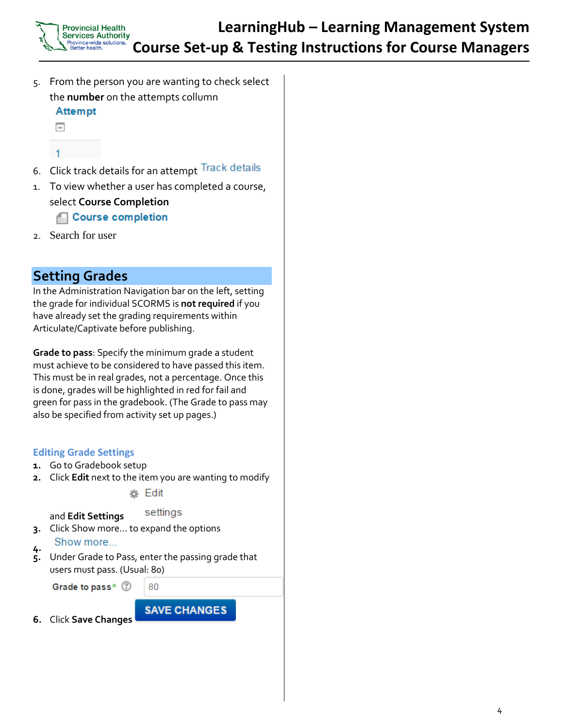5. From the person you are wanting to check select the **number** on the attempts collumn
   Attempt
   1
6. Click track details for an attempt Track details

1. To view whether a user has completed a course, select **Course Completion**
   Course completion
2. Search for user

## Setting Grades

In the Administration Navigation bar on the left, setting the grade for individual SCORMS is **not required** if you have already set the grading requirements within Articulate/Captivate before publishing.

**Grade to pass**: Specify the minimum grade a student must achieve to be considered to have passed this item. This must be in real grades, not a percentage. Once this is done, grades will be highlighted in red for fail and green for pass in the gradebook. (The Grade to pass may also be specified from activity set up pages.)

### Editing Grade Settings

1. Go to Gradebook setup
2. Click **Edit** next to the item you are wanting to modify
   Edit
   and **Edit Settings** settings
3. Click Show more... to expand the options
   Show more...
4.
5. Under Grade to Pass, enter the passing grade that users must pass. (Usual: 80)
   Grade to pass* 80
6. Click **Save Changes** SAVE CHANGES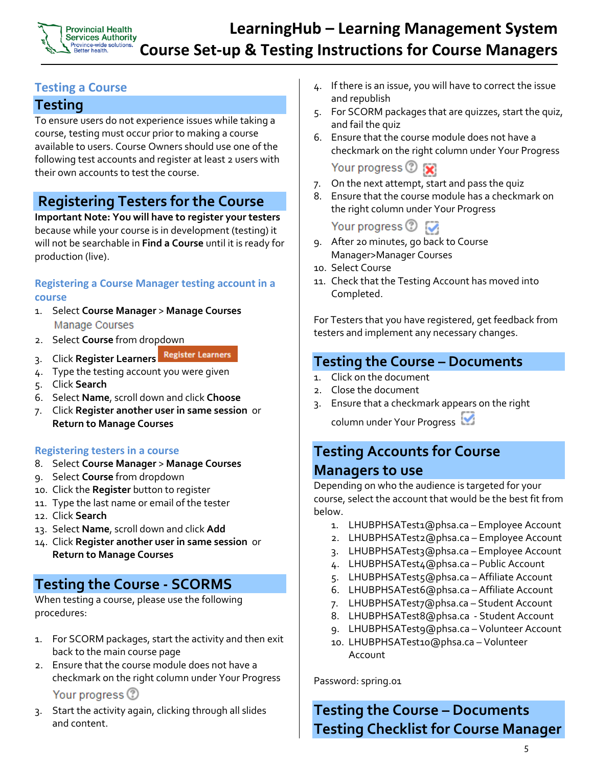## Testing a Course

### Testing

To ensure users do not experience issues while taking a course, testing must occur prior to making a course available to users. Course Owners should use one of the following test accounts and register at least 2 users with their own accounts to test the course.

### Registering Testers for the Course

**Important Note: You will have to register your testers** because while your course is in development (testing) it will not be searchable in **Find a Course** until it is ready for production (live).

#### Registering a Course Manager testing account in a course

1. Select **Course Manager** > **Manage Courses**

   Manage Courses
2. Select **Course** from dropdown
3. Click **Register Learners** Register Learners
4. Type the testing account you were given
5. Click **Search**
6. Select **Name**, scroll down and click **Choose**
7. Click **Register another user in same session** or **Return to Manage Courses**

#### Registering testers in a course

8. Select **Course Manager** > **Manage Courses**
9. Select **Course** from dropdown
10. Click the **Register** button to register
11. Type the last name or email of the tester
12. Click **Search**
13. Select **Name**, scroll down and click **Add**
14. Click **Register another user in same session** or **Return to Manage Courses**

### Testing the Course - SCORMS

When testing a course, please use the following procedures:

1. For SCORM packages, start the activity and then exit back to the main course page
2. Ensure that the course module does not have a checkmark on the right column under Your Progress

   Your progress
3. Start the activity again, clicking through all slides and content.
4. If there is an issue, you will have to correct the issue and republish
5. For SCORM packages that are quizzes, start the quiz, and fail the quiz
6. Ensure that the course module does not have a checkmark on the right column under Your Progress

   Your progress
7. On the next attempt, start and pass the quiz
8. Ensure that the course module has a checkmark on the right column under Your Progress

   Your progress
9. After 20 minutes, go back to Course Manager>Manager Courses
10. Select Course
11. Check that the Testing Account has moved into Completed.

For Testers that you have registered, get feedback from testers and implement any necessary changes.

### Testing the Course – Documents

1. Click on the document
2. Close the document
3. Ensure that a checkmark appears on the right column under Your Progress

### Testing Accounts for Course Managers to use

Depending on who the audience is targeted for your course, select the account that would be the best fit from below.

1. LHUBPHSATest1@phsa.ca – Employee Account
2. LHUBPHSATest2@phsa.ca – Employee Account
3. LHUBPHSATest3@phsa.ca – Employee Account
4. LHUBPHSATest4@phsa.ca – Public Account
5. LHUBPHSATest5@phsa.ca – Affiliate Account
6. LHUBPHSATest6@phsa.ca – Affiliate Account
7. LHUBPHSATest7@phsa.ca – Student Account
8. LHUBPHSATest8@phsa.ca - Student Account
9. LHUBPHSATest9@phsa.ca – Volunteer Account
10. LHUBPHSATest10@phsa.ca – Volunteer Account

Password: spring.01

### Testing the Course – Documents Testing Checklist for Course Manager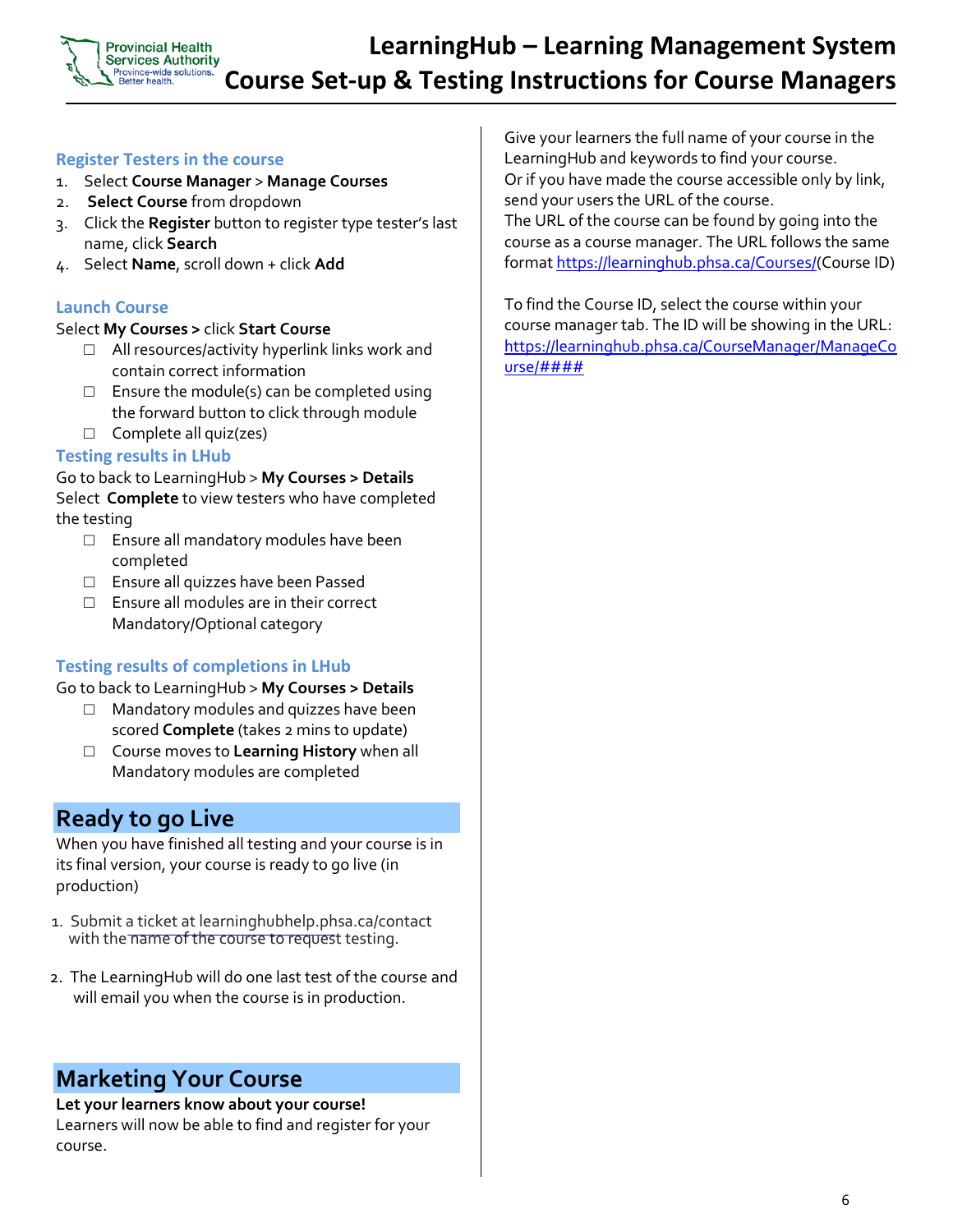# LearningHub – Learning Management System
## Course Set-up & Testing Instructions for Course Managers

### Register Testers in the course

1. Select **Course Manager** > **Manage Courses**
2. **Select Course** from dropdown
3. Click the **Register** button to register type tester's last name, click **Search**
4. Select **Name**, scroll down + click **Add**

### Launch Course

Select **My Courses >** click **Start Course**

- ☐ All resources/activity hyperlink links work and contain correct information
- ☐ Ensure the module(s) can be completed using the forward button to click through module
- ☐ Complete all quiz(zes)

### Testing results in LHub

Go to back to LearningHub > **My Courses > Details**
Select **Complete** to view testers who have completed the testing

- ☐ Ensure all mandatory modules have been completed
- ☐ Ensure all quizzes have been Passed
- ☐ Ensure all modules are in their correct Mandatory/Optional category

### Testing results of completions in LHub

Go to back to LearningHub > **My Courses > Details**

- ☐ Mandatory modules and quizzes have been scored **Complete** (takes 2 mins to update)
- ☐ Course moves to **Learning History** when all Mandatory modules are completed

## Ready to go Live

When you have finished all testing and your course is in its final version, your course is ready to go live (in production)

1. Submit a ticket at learninghubhelp.phsa.ca/contact with the name of the course to request testing.
2. The LearningHub will do one last test of the course and will email you when the course is in production.

## Marketing Your Course

**Let your learners know about your course!**
Learners will now be able to find and register for your course.

Give your learners the full name of your course in the LearningHub and keywords to find your course.
Or if you have made the course accessible only by link, send your users the URL of the course.
The URL of the course can be found by going into the course as a course manager. The URL follows the same format https://learninghub.phsa.ca/Courses/(Course ID)

To find the Course ID, select the course within your course manager tab. The ID will be showing in the URL: https://learninghub.phsa.ca/CourseManager/ManageCourse/####